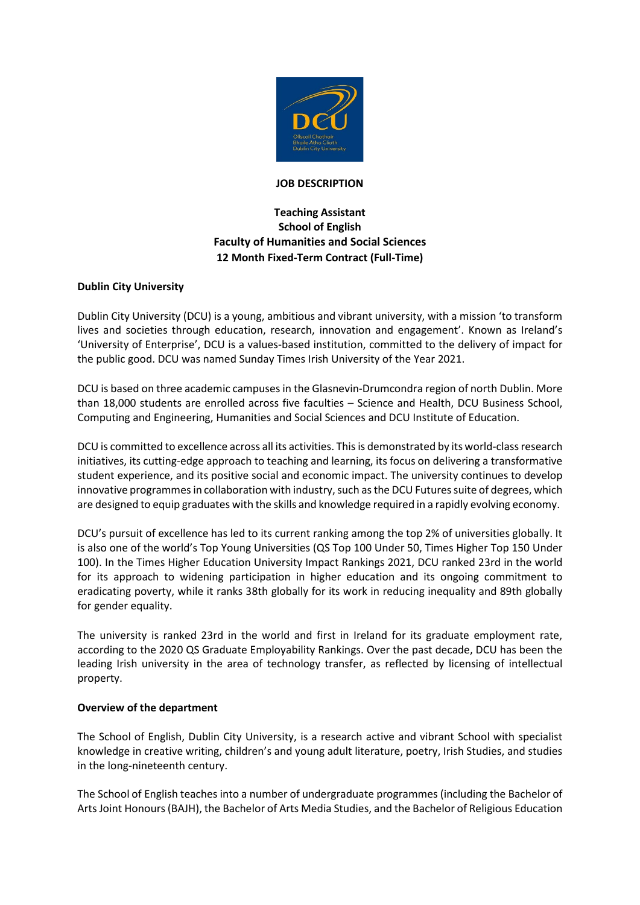**JOB DESCRIPTION**

**Teaching Assistant**
**School of English**
**Faculty of Humanities and Social Sciences**
**12 Month Fixed-Term Contract (Full-Time)**

**Dublin City University**

Dublin City University (DCU) is a young, ambitious and vibrant university, with a mission 'to transform lives and societies through education, research, innovation and engagement'. Known as Ireland's 'University of Enterprise', DCU is a values-based institution, committed to the delivery of impact for the public good. DCU was named Sunday Times Irish University of the Year 2021.

DCU is based on three academic campuses in the Glasnevin-Drumcondra region of north Dublin. More than 18,000 students are enrolled across five faculties – Science and Health, DCU Business School, Computing and Engineering, Humanities and Social Sciences and DCU Institute of Education.

DCU is committed to excellence across all its activities. This is demonstrated by its world-class research initiatives, its cutting-edge approach to teaching and learning, its focus on delivering a transformative student experience, and its positive social and economic impact. The university continues to develop innovative programmes in collaboration with industry, such as the DCU Futures suite of degrees, which are designed to equip graduates with the skills and knowledge required in a rapidly evolving economy.

DCU's pursuit of excellence has led to its current ranking among the top 2% of universities globally. It is also one of the world's Top Young Universities (QS Top 100 Under 50, Times Higher Top 150 Under 100). In the Times Higher Education University Impact Rankings 2021, DCU ranked 23rd in the world for its approach to widening participation in higher education and its ongoing commitment to eradicating poverty, while it ranks 38th globally for its work in reducing inequality and 89th globally for gender equality.

The university is ranked 23rd in the world and first in Ireland for its graduate employment rate, according to the 2020 QS Graduate Employability Rankings. Over the past decade, DCU has been the leading Irish university in the area of technology transfer, as reflected by licensing of intellectual property.

**Overview of the department**

The School of English, Dublin City University, is a research active and vibrant School with specialist knowledge in creative writing, children's and young adult literature, poetry, Irish Studies, and studies in the long-nineteenth century.

The School of English teaches into a number of undergraduate programmes (including the Bachelor of Arts Joint Honours (BAJH), the Bachelor of Arts Media Studies, and the Bachelor of Religious Education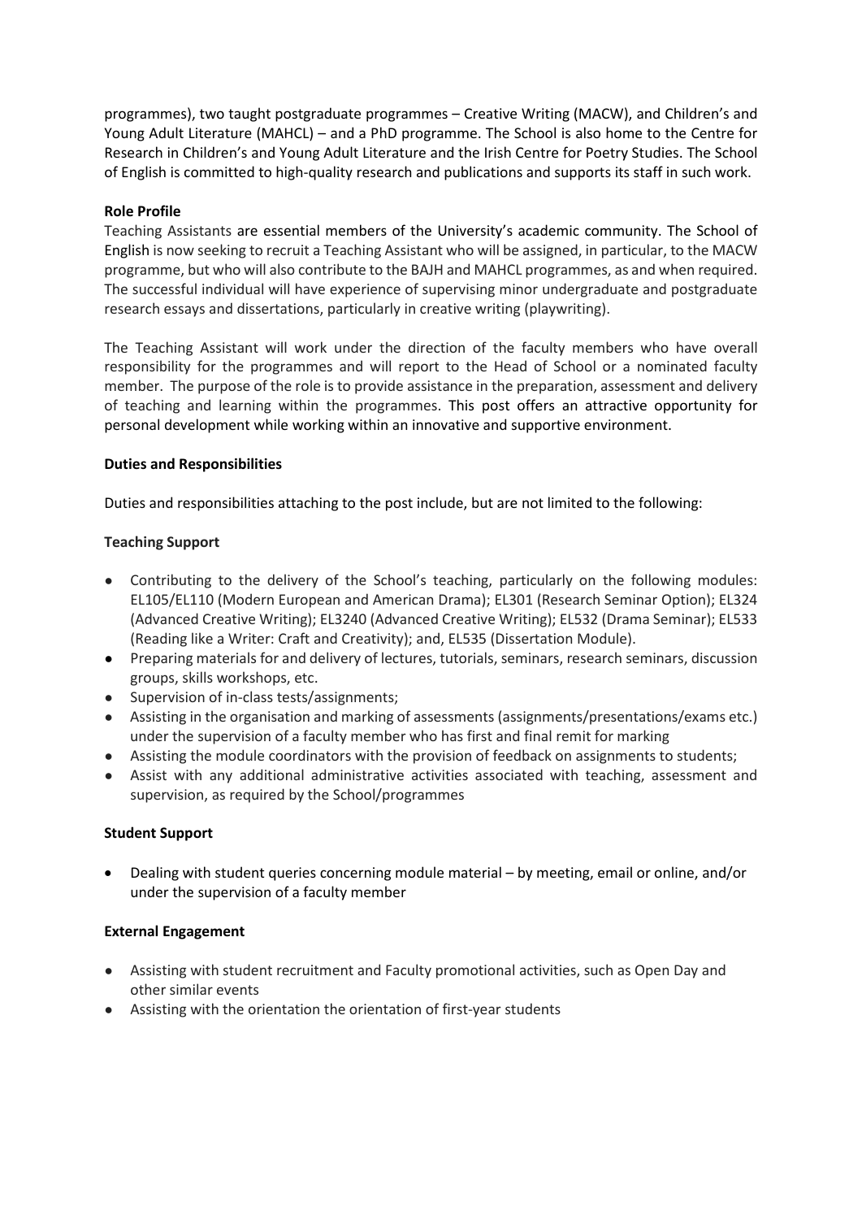programmes), two taught postgraduate programmes – Creative Writing (MACW), and Children's and Young Adult Literature (MAHCL) – and a PhD programme. The School is also home to the Centre for Research in Children's and Young Adult Literature and the Irish Centre for Poetry Studies. The School of English is committed to high-quality research and publications and supports its staff in such work.

**Role Profile**

Teaching Assistants are essential members of the University's academic community. The School of English is now seeking to recruit a Teaching Assistant who will be assigned, in particular, to the MACW programme, but who will also contribute to the BAJH and MAHCL programmes, as and when required. The successful individual will have experience of supervising minor undergraduate and postgraduate research essays and dissertations, particularly in creative writing (playwriting).

The Teaching Assistant will work under the direction of the faculty members who have overall responsibility for the programmes and will report to the Head of School or a nominated faculty member. The purpose of the role is to provide assistance in the preparation, assessment and delivery of teaching and learning within the programmes. This post offers an attractive opportunity for personal development while working within an innovative and supportive environment.

**Duties and Responsibilities**

Duties and responsibilities attaching to the post include, but are not limited to the following:

**Teaching Support**

- Contributing to the delivery of the School's teaching, particularly on the following modules: EL105/EL110 (Modern European and American Drama); EL301 (Research Seminar Option); EL324 (Advanced Creative Writing); EL3240 (Advanced Creative Writing); EL532 (Drama Seminar); EL533 (Reading like a Writer: Craft and Creativity); and, EL535 (Dissertation Module).
- Preparing materials for and delivery of lectures, tutorials, seminars, research seminars, discussion groups, skills workshops, etc.
- Supervision of in-class tests/assignments;
- Assisting in the organisation and marking of assessments (assignments/presentations/exams etc.) under the supervision of a faculty member who has first and final remit for marking
- Assisting the module coordinators with the provision of feedback on assignments to students;
- Assist with any additional administrative activities associated with teaching, assessment and supervision, as required by the School/programmes

**Student Support**

- Dealing with student queries concerning module material – by meeting, email or online, and/or under the supervision of a faculty member

**External Engagement**

- Assisting with student recruitment and Faculty promotional activities, such as Open Day and other similar events
- Assisting with the orientation the orientation of first-year students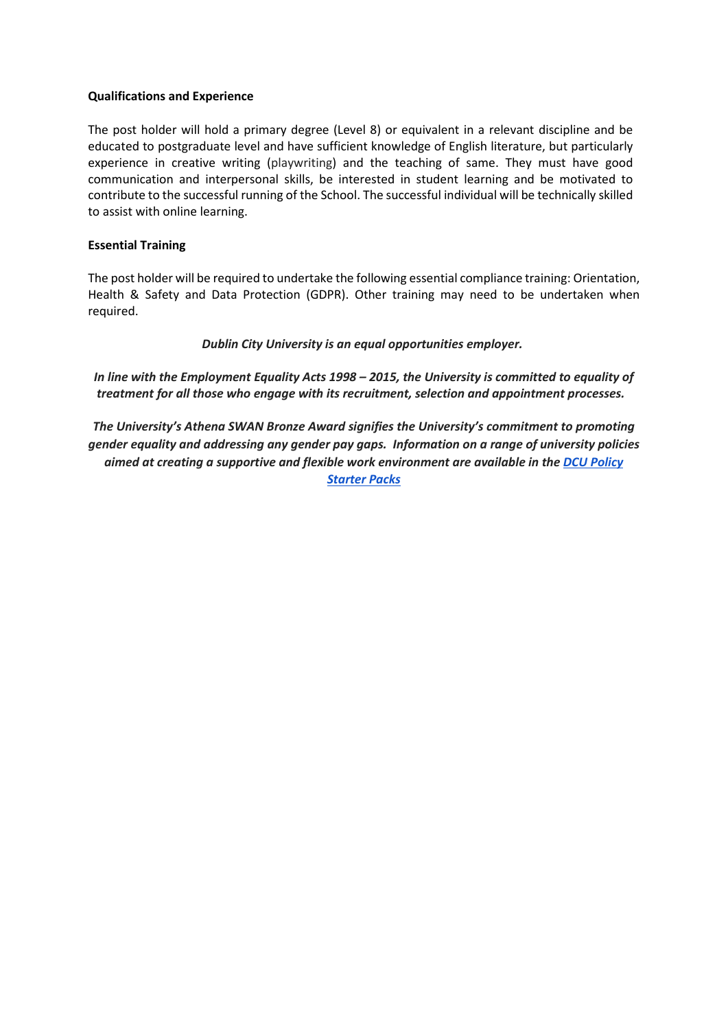**Qualifications and Experience**

The post holder will hold a primary degree (Level 8) or equivalent in a relevant discipline and be educated to postgraduate level and have sufficient knowledge of English literature, but particularly experience in creative writing (playwriting) and the teaching of same. They must have good communication and interpersonal skills, be interested in student learning and be motivated to contribute to the successful running of the School. The successful individual will be technically skilled to assist with online learning.

**Essential Training**

The post holder will be required to undertake the following essential compliance training: Orientation, Health & Safety and Data Protection (GDPR). Other training may need to be undertaken when required.

***Dublin City University is an equal opportunities employer.***

***In line with the Employment Equality Acts 1998 – 2015, the University is committed to equality of treatment for all those who engage with its recruitment, selection and appointment processes.***

***The University's Athena SWAN Bronze Award signifies the University's commitment to promoting gender equality and addressing any gender pay gaps. Information on a range of university policies aimed at creating a supportive and flexible work environment are available in the DCU Policy Starter Packs***